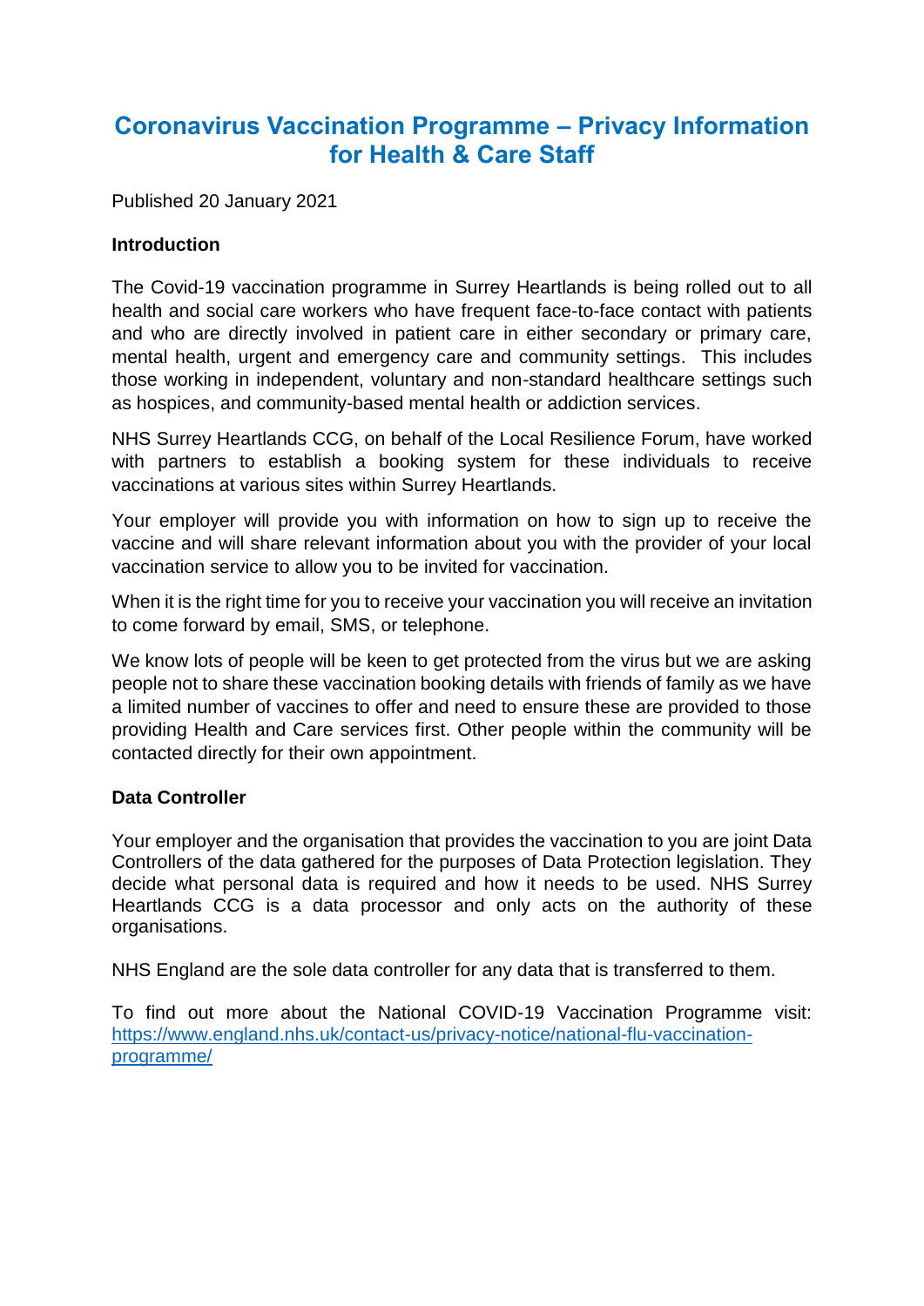# Coronavirus Vaccination Programme – Privacy Information for Health & Care Staff

Published 20 January 2021

**Introduction**

The Covid-19 vaccination programme in Surrey Heartlands is being rolled out to all health and social care workers who have frequent face-to-face contact with patients and who are directly involved in patient care in either secondary or primary care, mental health, urgent and emergency care and community settings. This includes those working in independent, voluntary and non-standard healthcare settings such as hospices, and community-based mental health or addiction services.

NHS Surrey Heartlands CCG, on behalf of the Local Resilience Forum, have worked with partners to establish a booking system for these individuals to receive vaccinations at various sites within Surrey Heartlands.

Your employer will provide you with information on how to sign up to receive the vaccine and will share relevant information about you with the provider of your local vaccination service to allow you to be invited for vaccination.

When it is the right time for you to receive your vaccination you will receive an invitation to come forward by email, SMS, or telephone.

We know lots of people will be keen to get protected from the virus but we are asking people not to share these vaccination booking details with friends of family as we have a limited number of vaccines to offer and need to ensure these are provided to those providing Health and Care services first. Other people within the community will be contacted directly for their own appointment.

**Data Controller**

Your employer and the organisation that provides the vaccination to you are joint Data Controllers of the data gathered for the purposes of Data Protection legislation. They decide what personal data is required and how it needs to be used. NHS Surrey Heartlands CCG is a data processor and only acts on the authority of these organisations.

NHS England are the sole data controller for any data that is transferred to them.

To find out more about the National COVID-19 Vaccination Programme visit: [https://www.england.nhs.uk/contact-us/privacy-notice/national-flu-vaccination-programme/](https://www.england.nhs.uk/contact-us/privacy-notice/national-flu-vaccination-programme/)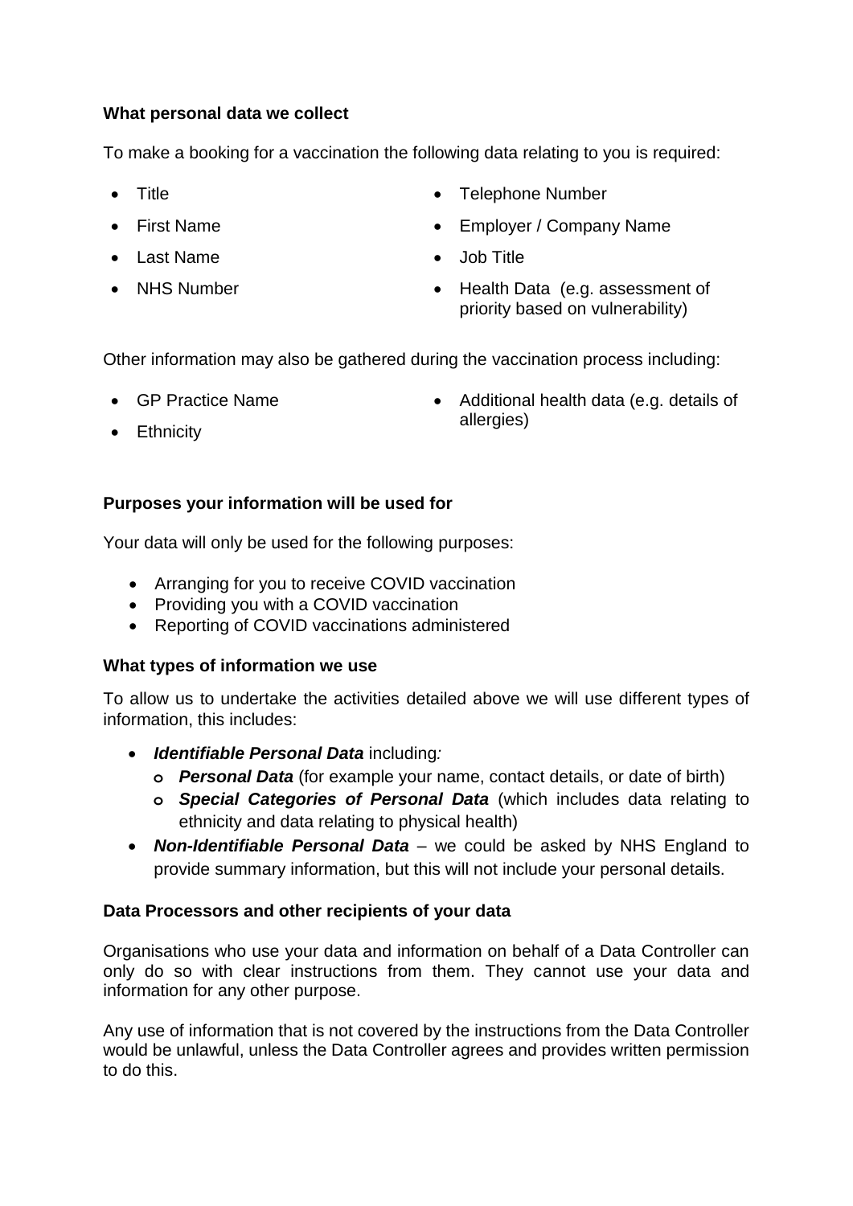**What personal data we collect**

To make a booking for a vaccination the following data relating to you is required:

- Title
- First Name
- Last Name
- NHS Number
- Telephone Number
- Employer / Company Name
- Job Title
- Health Data (e.g. assessment of priority based on vulnerability)

Other information may also be gathered during the vaccination process including:

- GP Practice Name
- Ethnicity
- Additional health data (e.g. details of allergies)

**Purposes your information will be used for**

Your data will only be used for the following purposes:

- Arranging for you to receive COVID vaccination
- Providing you with a COVID vaccination
- Reporting of COVID vaccinations administered

**What types of information we use**

To allow us to undertake the activities detailed above we will use different types of information, this includes:

- ***Identifiable Personal Data*** including*:*
    - ***Personal Data*** (for example your name, contact details, or date of birth)
    - ***Special Categories of Personal Data*** (which includes data relating to ethnicity and data relating to physical health)
- ***Non-Identifiable Personal Data*** – we could be asked by NHS England to provide summary information, but this will not include your personal details.

**Data Processors and other recipients of your data**

Organisations who use your data and information on behalf of a Data Controller can only do so with clear instructions from them. They cannot use your data and information for any other purpose.

Any use of information that is not covered by the instructions from the Data Controller would be unlawful, unless the Data Controller agrees and provides written permission to do this.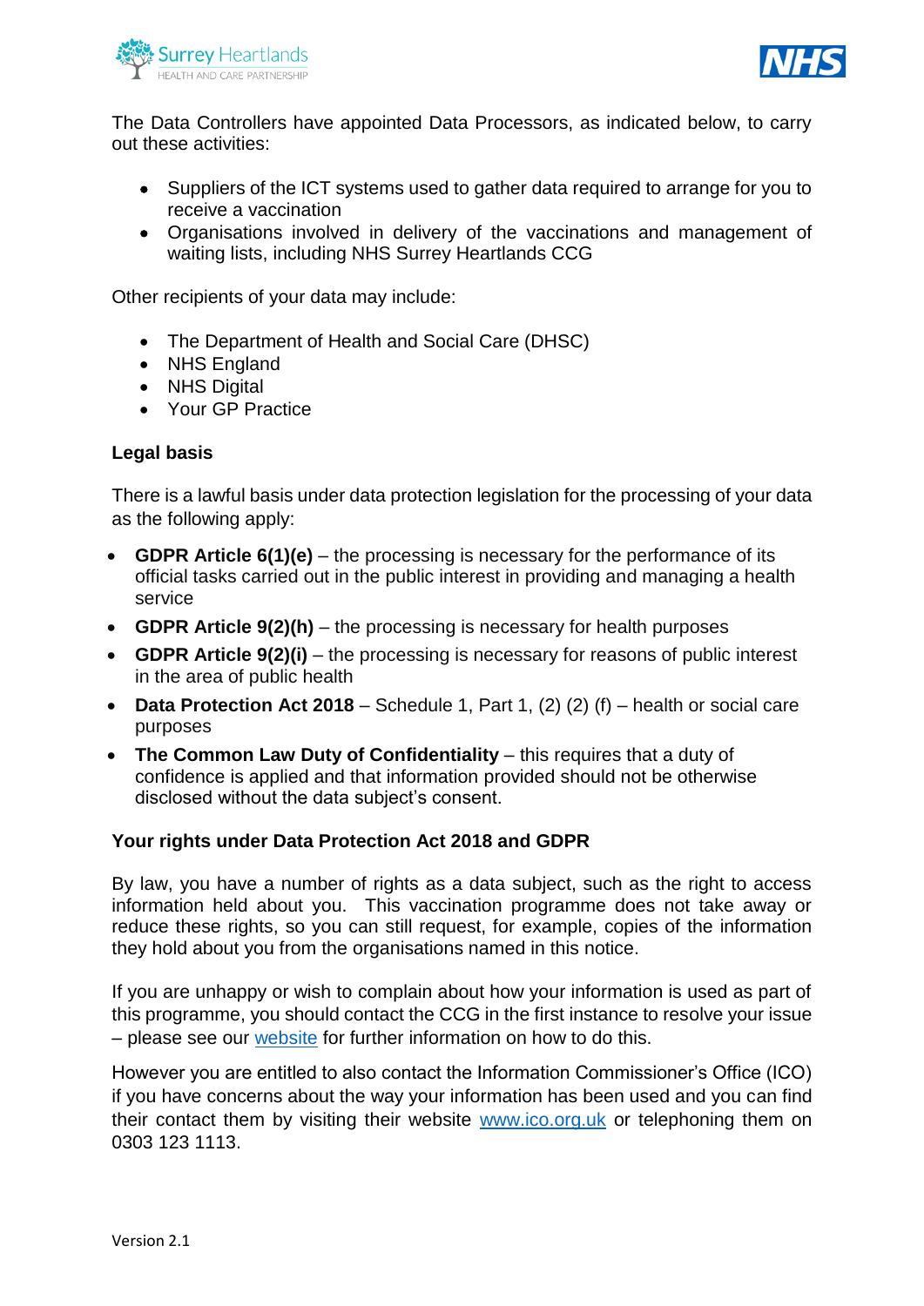The Data Controllers have appointed Data Processors, as indicated below, to carry out these activities:

- Suppliers of the ICT systems used to gather data required to arrange for you to receive a vaccination
- Organisations involved in delivery of the vaccinations and management of waiting lists, including NHS Surrey Heartlands CCG

Other recipients of your data may include:

- The Department of Health and Social Care (DHSC)
- NHS England
- NHS Digital
- Your GP Practice

### Legal basis

There is a lawful basis under data protection legislation for the processing of your data as the following apply:

- **GDPR Article 6(1)(e)** – the processing is necessary for the performance of its official tasks carried out in the public interest in providing and managing a health service
- **GDPR Article 9(2)(h)** – the processing is necessary for health purposes
- **GDPR Article 9(2)(i)** – the processing is necessary for reasons of public interest in the area of public health
- **Data Protection Act 2018** – Schedule 1, Part 1, (2) (2) (f) – health or social care purposes
- **The Common Law Duty of Confidentiality** – this requires that a duty of confidence is applied and that information provided should not be otherwise disclosed without the data subject's consent.

### Your rights under Data Protection Act 2018 and GDPR

By law, you have a number of rights as a data subject, such as the right to access information held about you. This vaccination programme does not take away or reduce these rights, so you can still request, for example, copies of the information they hold about you from the organisations named in this notice.

If you are unhappy or wish to complain about how your information is used as part of this programme, you should contact the CCG in the first instance to resolve your issue – please see our website for further information on how to do this.

However you are entitled to also contact the Information Commissioner's Office (ICO) if you have concerns about the way your information has been used and you can find their contact them by visiting their website www.ico.org.uk or telephoning them on 0303 123 1113.

Version 2.1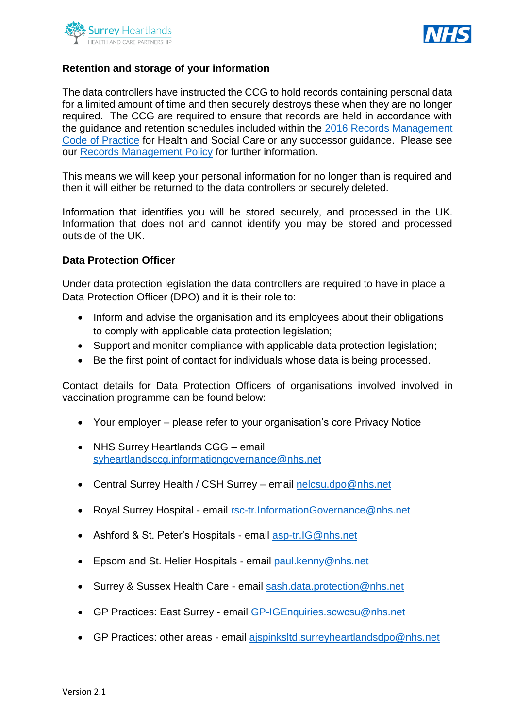**Retention and storage of your information**

The data controllers have instructed the CCG to hold records containing personal data for a limited amount of time and then securely destroys these when they are no longer required. The CCG are required to ensure that records are held in accordance with the guidance and retention schedules included within the 2016 Records Management Code of Practice for Health and Social Care or any successor guidance. Please see our Records Management Policy for further information.

This means we will keep your personal information for no longer than is required and then it will either be returned to the data controllers or securely deleted.

Information that identifies you will be stored securely, and processed in the UK. Information that does not and cannot identify you may be stored and processed outside of the UK.

**Data Protection Officer**

Under data protection legislation the data controllers are required to have in place a Data Protection Officer (DPO) and it is their role to:

- Inform and advise the organisation and its employees about their obligations to comply with applicable data protection legislation;
- Support and monitor compliance with applicable data protection legislation;
- Be the first point of contact for individuals whose data is being processed.

Contact details for Data Protection Officers of organisations involved involved in vaccination programme can be found below:

- Your employer – please refer to your organisation's core Privacy Notice
- NHS Surrey Heartlands CGG – email syheartlandsccg.informationgovernance@nhs.net
- Central Surrey Health / CSH Surrey – email nelcsu.dpo@nhs.net
- Royal Surrey Hospital - email rsc-tr.InformationGovernance@nhs.net
- Ashford & St. Peter's Hospitals - email asp-tr.IG@nhs.net
- Epsom and St. Helier Hospitals - email paul.kenny@nhs.net
- Surrey & Sussex Health Care - email sash.data.protection@nhs.net
- GP Practices: East Surrey - email GP-IGEnquiries.scwcsu@nhs.net
- GP Practices: other areas - email ajspinksltd.surreyheartlandsdpo@nhs.net

Version 2.1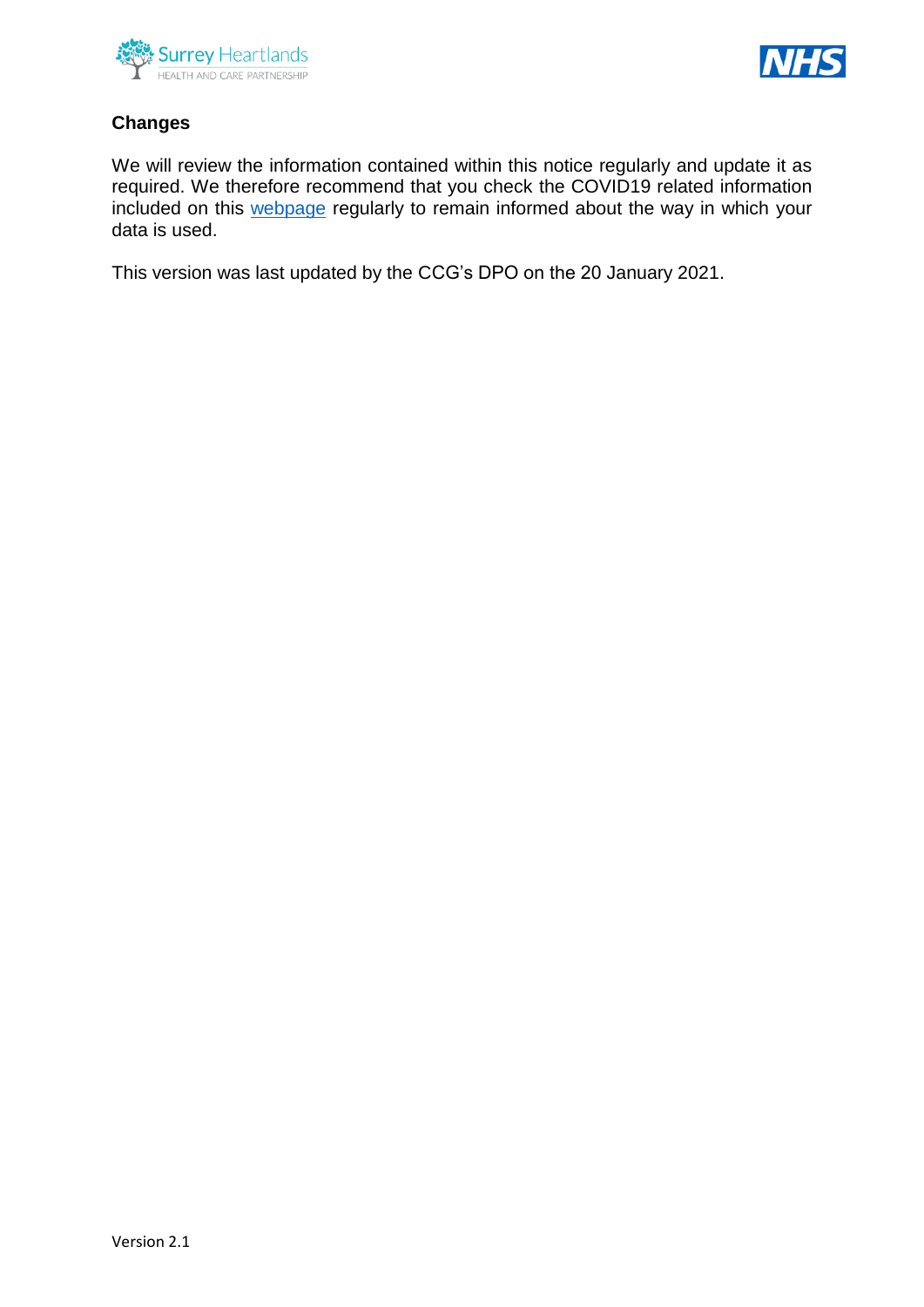## Changes

We will review the information contained within this notice regularly and update it as required. We therefore recommend that you check the COVID19 related information included on this webpage regularly to remain informed about the way in which your data is used.

This version was last updated by the CCG's DPO on the 20 January 2021.

Version 2.1